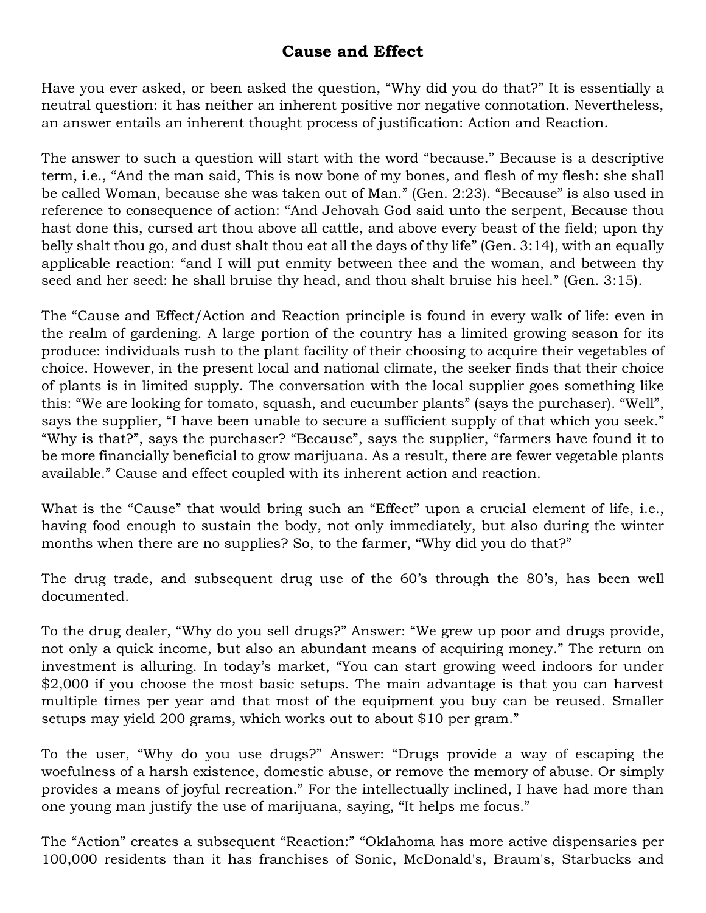# Cause and Effect

Have you ever asked, or been asked the question, "Why did you do that?" It is essentially a neutral question: it has neither an inherent positive nor negative connotation. Nevertheless, an answer entails an inherent thought process of justification: Action and Reaction.

The answer to such a question will start with the word "because." Because is a descriptive term, i.e., "And the man said, This is now bone of my bones, and flesh of my flesh: she shall be called Woman, because she was taken out of Man." (Gen. 2:23). "Because" is also used in reference to consequence of action: "And Jehovah God said unto the serpent, Because thou hast done this, cursed art thou above all cattle, and above every beast of the field; upon thy belly shalt thou go, and dust shalt thou eat all the days of thy life" (Gen. 3:14), with an equally applicable reaction: "and I will put enmity between thee and the woman, and between thy seed and her seed: he shall bruise thy head, and thou shalt bruise his heel." (Gen. 3:15).

The "Cause and Effect/Action and Reaction principle is found in every walk of life: even in the realm of gardening. A large portion of the country has a limited growing season for its produce: individuals rush to the plant facility of their choosing to acquire their vegetables of choice. However, in the present local and national climate, the seeker finds that their choice of plants is in limited supply. The conversation with the local supplier goes something like this: "We are looking for tomato, squash, and cucumber plants" (says the purchaser). "Well", says the supplier, "I have been unable to secure a sufficient supply of that which you seek." "Why is that?", says the purchaser? "Because", says the supplier, "farmers have found it to be more financially beneficial to grow marijuana. As a result, there are fewer vegetable plants available." Cause and effect coupled with its inherent action and reaction.

What is the "Cause" that would bring such an "Effect" upon a crucial element of life, i.e., having food enough to sustain the body, not only immediately, but also during the winter months when there are no supplies? So, to the farmer, "Why did you do that?"

The drug trade, and subsequent drug use of the 60's through the 80's, has been well documented.

To the drug dealer, "Why do you sell drugs?" Answer: "We grew up poor and drugs provide, not only a quick income, but also an abundant means of acquiring money." The return on investment is alluring. In today's market, "You can start growing weed indoors for under $2,000 if you choose the most basic setups. The main advantage is that you can harvest multiple times per year and that most of the equipment you buy can be reused. Smaller setups may yield 200 grams, which works out to about $10 per gram."

To the user, "Why do you use drugs?" Answer: "Drugs provide a way of escaping the woefulness of a harsh existence, domestic abuse, or remove the memory of abuse. Or simply provides a means of joyful recreation." For the intellectually inclined, I have had more than one young man justify the use of marijuana, saying, "It helps me focus."

The "Action" creates a subsequent "Reaction:" "Oklahoma has more active dispensaries per 100,000 residents than it has franchises of Sonic, McDonald's, Braum's, Starbucks and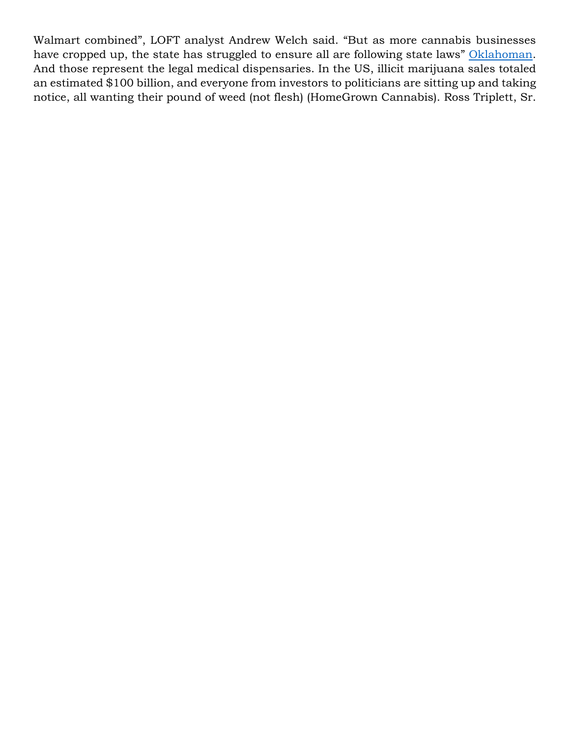Walmart combined", LOFT analyst Andrew Welch said. "But as more cannabis businesses have cropped up, the state has struggled to ensure all are following state laws" Oklahoman. And those represent the legal medical dispensaries. In the US, illicit marijuana sales totaled an estimated $100 billion, and everyone from investors to politicians are sitting up and taking notice, all wanting their pound of weed (not flesh) (HomeGrown Cannabis). Ross Triplett, Sr.